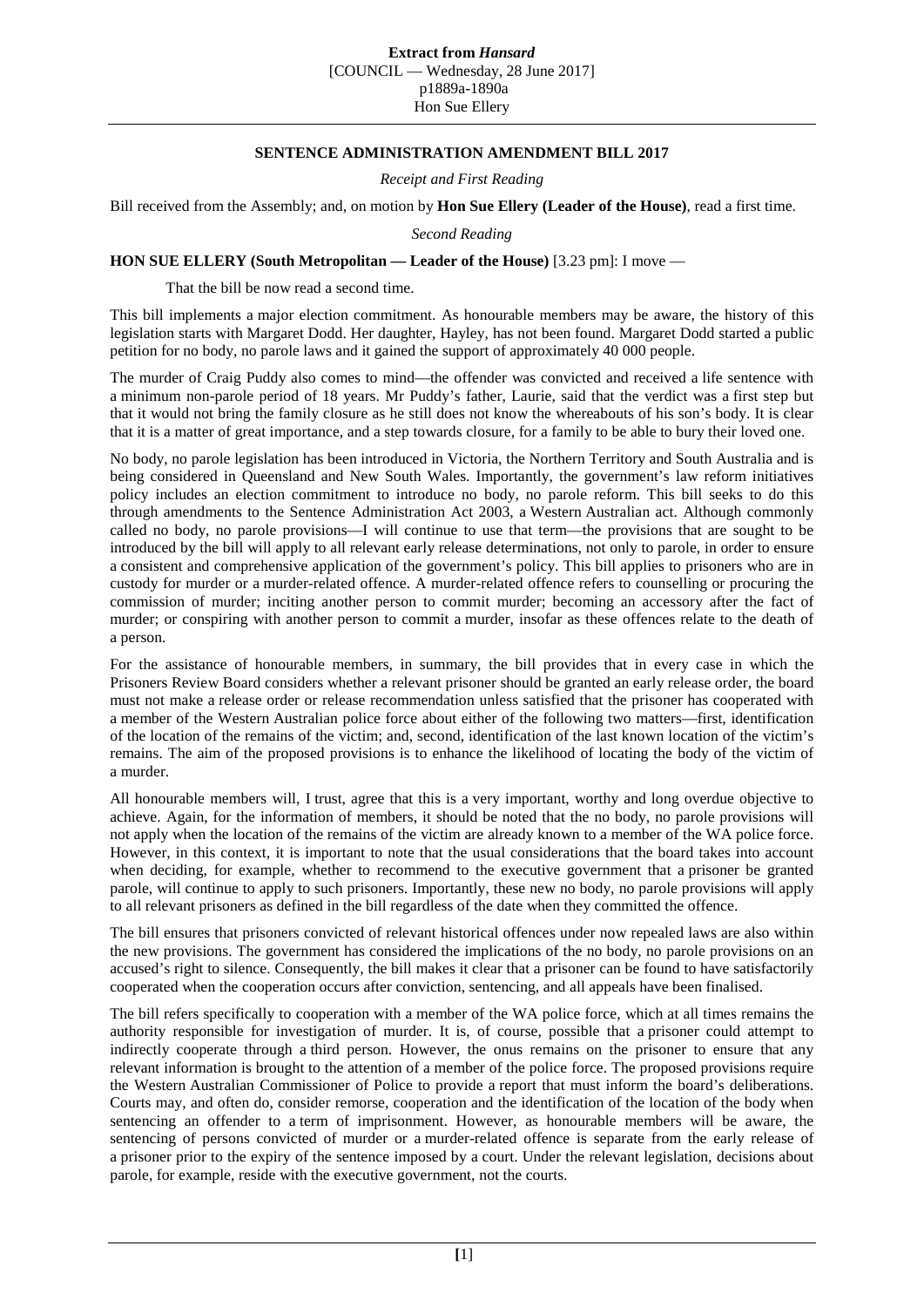## SENTENCE ADMINISTRATION AMENDMENT BILL 2017

*Receipt and First Reading*

Bill received from the Assembly; and, on motion by **Hon Sue Ellery (Leader of the House)**, read a first time.

*Second Reading*

**HON SUE ELLERY (South Metropolitan — Leader of the House)** [3.23 pm]: I move —

> That the bill be now read a second time.

This bill implements a major election commitment. As honourable members may be aware, the history of this legislation starts with Margaret Dodd. Her daughter, Hayley, has not been found. Margaret Dodd started a public petition for no body, no parole laws and it gained the support of approximately 40 000 people.

The murder of Craig Puddy also comes to mind—the offender was convicted and received a life sentence with a minimum non-parole period of 18 years. Mr Puddy's father, Laurie, said that the verdict was a first step but that it would not bring the family closure as he still does not know the whereabouts of his son's body. It is clear that it is a matter of great importance, and a step towards closure, for a family to be able to bury their loved one.

No body, no parole legislation has been introduced in Victoria, the Northern Territory and South Australia and is being considered in Queensland and New South Wales. Importantly, the government's law reform initiatives policy includes an election commitment to introduce no body, no parole reform. This bill seeks to do this through amendments to the Sentence Administration Act 2003, a Western Australian act. Although commonly called no body, no parole provisions—I will continue to use that term—the provisions that are sought to be introduced by the bill will apply to all relevant early release determinations, not only to parole, in order to ensure a consistent and comprehensive application of the government's policy. This bill applies to prisoners who are in custody for murder or a murder-related offence. A murder-related offence refers to counselling or procuring the commission of murder; inciting another person to commit murder; becoming an accessory after the fact of murder; or conspiring with another person to commit a murder, insofar as these offences relate to the death of a person.

For the assistance of honourable members, in summary, the bill provides that in every case in which the Prisoners Review Board considers whether a relevant prisoner should be granted an early release order, the board must not make a release order or release recommendation unless satisfied that the prisoner has cooperated with a member of the Western Australian police force about either of the following two matters—first, identification of the location of the remains of the victim; and, second, identification of the last known location of the victim's remains. The aim of the proposed provisions is to enhance the likelihood of locating the body of the victim of a murder.

All honourable members will, I trust, agree that this is a very important, worthy and long overdue objective to achieve. Again, for the information of members, it should be noted that the no body, no parole provisions will not apply when the location of the remains of the victim are already known to a member of the WA police force. However, in this context, it is important to note that the usual considerations that the board takes into account when deciding, for example, whether to recommend to the executive government that a prisoner be granted parole, will continue to apply to such prisoners. Importantly, these new no body, no parole provisions will apply to all relevant prisoners as defined in the bill regardless of the date when they committed the offence.

The bill ensures that prisoners convicted of relevant historical offences under now repealed laws are also within the new provisions. The government has considered the implications of the no body, no parole provisions on an accused's right to silence. Consequently, the bill makes it clear that a prisoner can be found to have satisfactorily cooperated when the cooperation occurs after conviction, sentencing, and all appeals have been finalised.

The bill refers specifically to cooperation with a member of the WA police force, which at all times remains the authority responsible for investigation of murder. It is, of course, possible that a prisoner could attempt to indirectly cooperate through a third person. However, the onus remains on the prisoner to ensure that any relevant information is brought to the attention of a member of the police force. The proposed provisions require the Western Australian Commissioner of Police to provide a report that must inform the board's deliberations. Courts may, and often do, consider remorse, cooperation and the identification of the location of the body when sentencing an offender to a term of imprisonment. However, as honourable members will be aware, the sentencing of persons convicted of murder or a murder-related offence is separate from the early release of a prisoner prior to the expiry of the sentence imposed by a court. Under the relevant legislation, decisions about parole, for example, reside with the executive government, not the courts.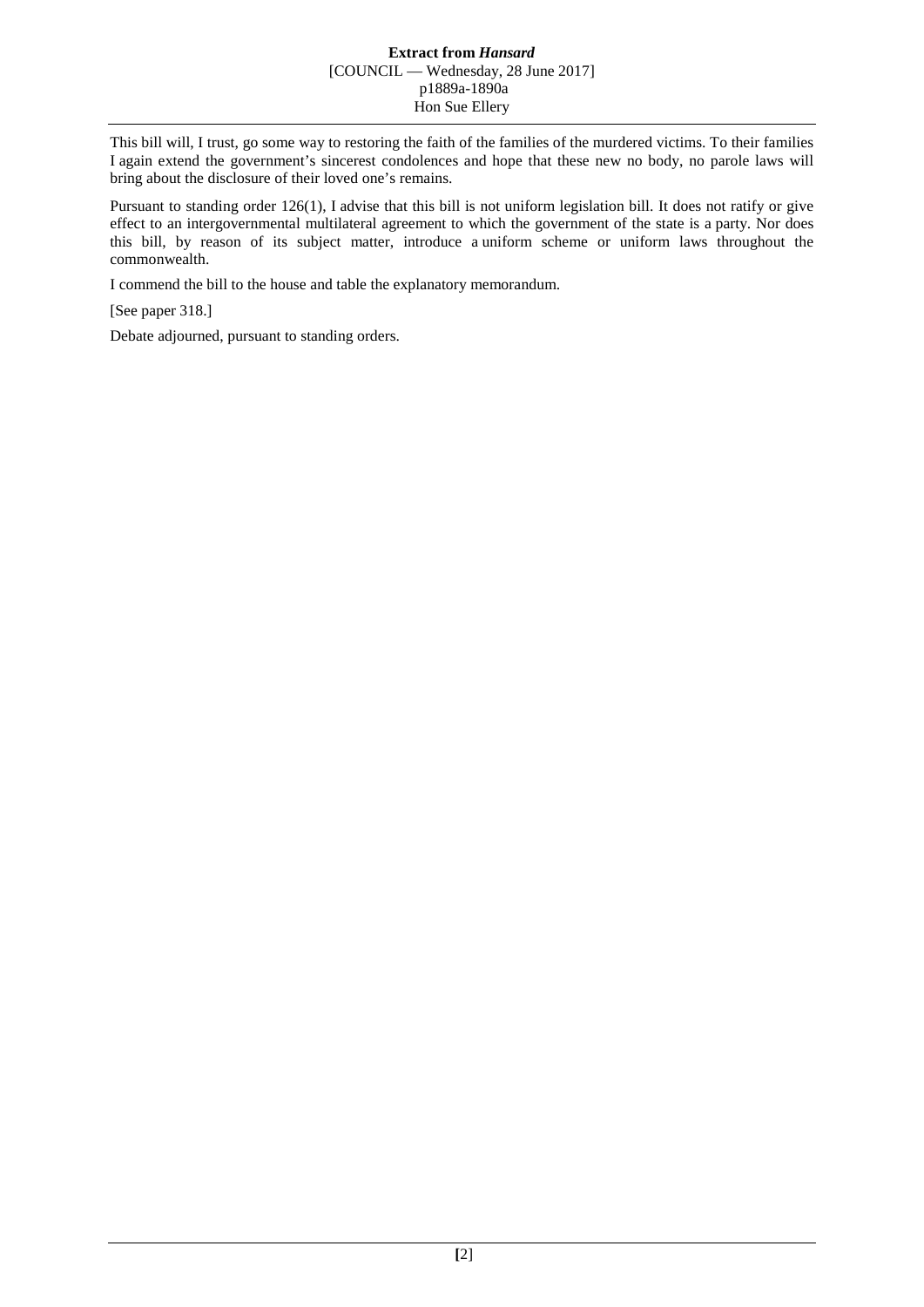This bill will, I trust, go some way to restoring the faith of the families of the murdered victims. To their families I again extend the government's sincerest condolences and hope that these new no body, no parole laws will bring about the disclosure of their loved one's remains.

Pursuant to standing order 126(1), I advise that this bill is not uniform legislation bill. It does not ratify or give effect to an intergovernmental multilateral agreement to which the government of the state is a party. Nor does this bill, by reason of its subject matter, introduce a uniform scheme or uniform laws throughout the commonwealth.

I commend the bill to the house and table the explanatory memorandum.

[See paper 318.]

Debate adjourned, pursuant to standing orders.